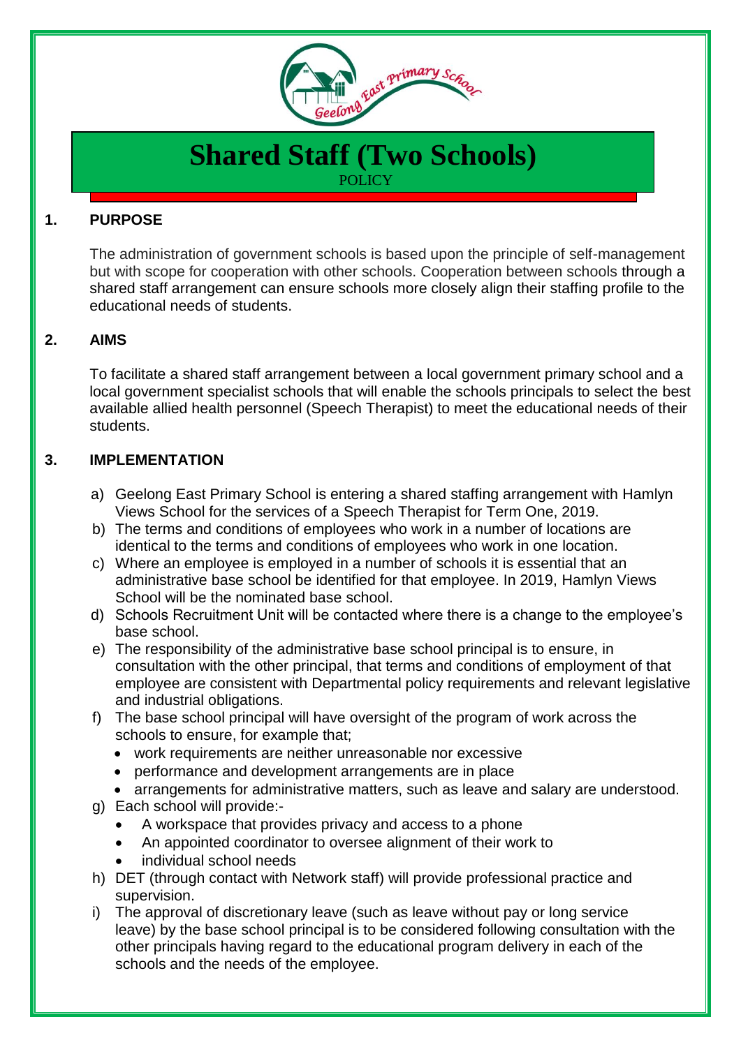# Shared Staff (Two Schools)

POLICY

## 1. PURPOSE

The administration of government schools is based upon the principle of self-management but with scope for cooperation with other schools. Cooperation between schools through a shared staff arrangement can ensure schools more closely align their staffing profile to the educational needs of students.

## 2. AIMS

To facilitate a shared staff arrangement between a local government primary school and a local government specialist schools that will enable the schools principals to select the best available allied health personnel (Speech Therapist) to meet the educational needs of their students.

## 3. IMPLEMENTATION

a) Geelong East Primary School is entering a shared staffing arrangement with Hamlyn Views School for the services of a Speech Therapist for Term One, 2019.

b) The terms and conditions of employees who work in a number of locations are identical to the terms and conditions of employees who work in one location.

c) Where an employee is employed in a number of schools it is essential that an administrative base school be identified for that employee. In 2019, Hamlyn Views School will be the nominated base school.

d) Schools Recruitment Unit will be contacted where there is a change to the employee's base school.

e) The responsibility of the administrative base school principal is to ensure, in consultation with the other principal, that terms and conditions of employment of that employee are consistent with Departmental policy requirements and relevant legislative and industrial obligations.

f) The base school principal will have oversight of the program of work across the schools to ensure, for example that;
   - work requirements are neither unreasonable nor excessive
   - performance and development arrangements are in place
   - arrangements for administrative matters, such as leave and salary are understood.

g) Each school will provide:-
   - A workspace that provides privacy and access to a phone
   - An appointed coordinator to oversee alignment of their work to
   - individual school needs

h) DET (through contact with Network staff) will provide professional practice and supervision.

i) The approval of discretionary leave (such as leave without pay or long service leave) by the base school principal is to be considered following consultation with the other principals having regard to the educational program delivery in each of the schools and the needs of the employee.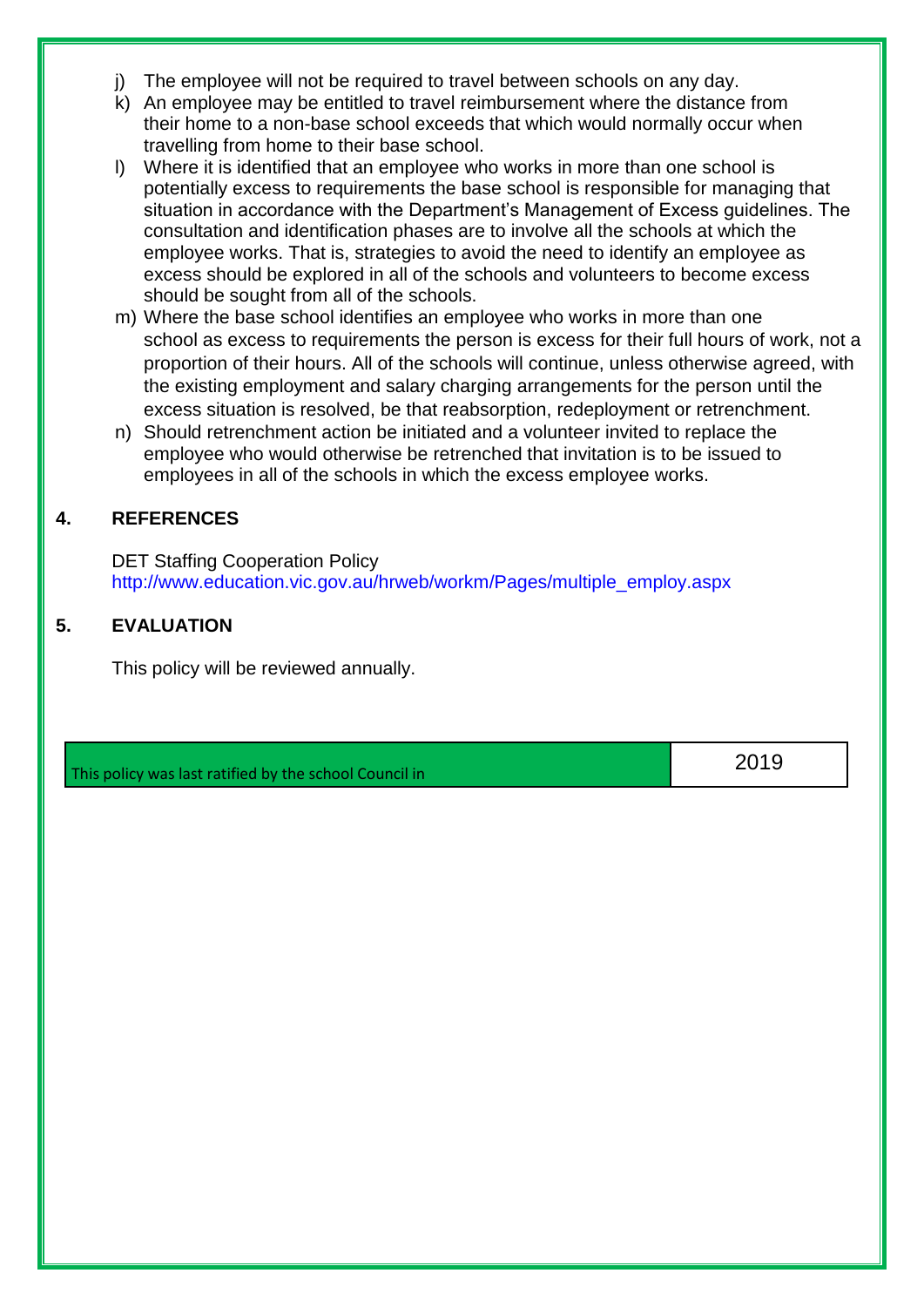j) The employee will not be required to travel between schools on any day.
k) An employee may be entitled to travel reimbursement where the distance from their home to a non-base school exceeds that which would normally occur when travelling from home to their base school.
l) Where it is identified that an employee who works in more than one school is potentially excess to requirements the base school is responsible for managing that situation in accordance with the Department's Management of Excess guidelines. The consultation and identification phases are to involve all the schools at which the employee works. That is, strategies to avoid the need to identify an employee as excess should be explored in all of the schools and volunteers to become excess should be sought from all of the schools.
m) Where the base school identifies an employee who works in more than one school as excess to requirements the person is excess for their full hours of work, not a proportion of their hours. All of the schools will continue, unless otherwise agreed, with the existing employment and salary charging arrangements for the person until the excess situation is resolved, be that reabsorption, redeployment or retrenchment.
n) Should retrenchment action be initiated and a volunteer invited to replace the employee who would otherwise be retrenched that invitation is to be issued to employees in all of the schools in which the excess employee works.

## 4. REFERENCES

DET Staffing Cooperation Policy
http://www.education.vic.gov.au/hrweb/workm/Pages/multiple_employ.aspx

## 5. EVALUATION

This policy will be reviewed annually.

| | |
|---|---|
| This policy was last ratified by the school Council in | 2019 |